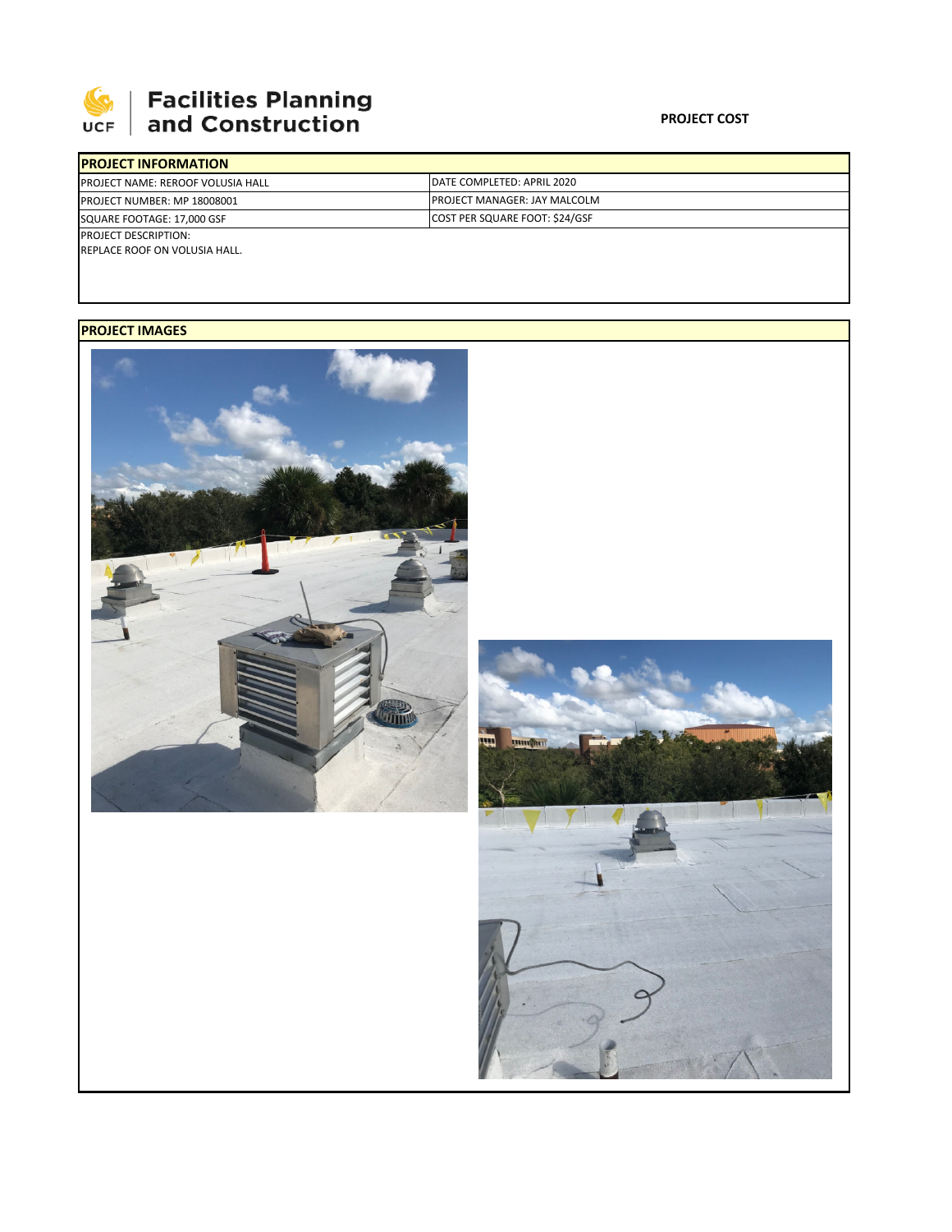**Facilities Planning and Construction**

**PROJECT COST**

| **PROJECT INFORMATION** | |
|---|---|
| PROJECT NAME: REROOF VOLUSIA HALL | DATE COMPLETED: APRIL 2020 |
| PROJECT NUMBER: MP 18008001 | PROJECT MANAGER: JAY MALCOLM |
| SQUARE FOOTAGE: 17,000 GSF | COST PER SQUARE FOOT: $24/GSF |

PROJECT DESCRIPTION:
REPLACE ROOF ON VOLUSIA HALL.

**PROJECT IMAGES**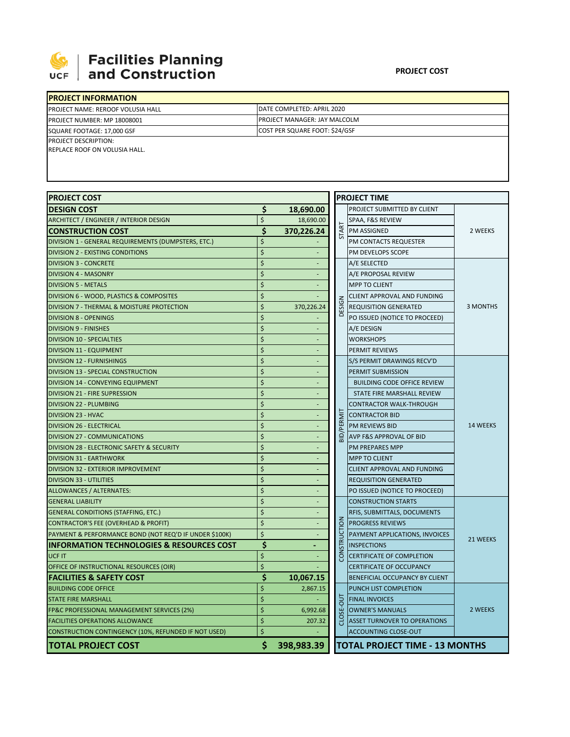Facilities Planning and Construction

**PROJECT COST**

| PROJECT INFORMATION | |
|---|---|
| PROJECT NAME: REROOF VOLUSIA HALL | DATE COMPLETED: APRIL 2020 |
| PROJECT NUMBER: MP 18008001 | PROJECT MANAGER: JAY MALCOLM |
| SQUARE FOOTAGE: 17,000 GSF | COST PER SQUARE FOOT: $24/GSF |
| PROJECT DESCRIPTION: REPLACE ROOF ON VOLUSIA HALL. | |

| PROJECT COST | | |
|---|---|---|
| **DESIGN COST** | **$** | **18,690.00** |
| ARCHITECT / ENGINEER / INTERIOR DESIGN | $ | 18,690.00 |
| **CONSTRUCTION COST** | **$** | **370,226.24** |
| DIVISION 1 - GENERAL REQUIREMENTS (DUMPSTERS, ETC.) | $ | - |
| DIVISION 2 - EXISTING CONDITIONS | $ | - |
| DIVISION 3 - CONCRETE | $ | - |
| DIVISION 4 - MASONRY | $ | - |
| DIVISION 5 - METALS | $ | - |
| DIVISION 6 - WOOD, PLASTICS & COMPOSITES | $ | - |
| DIVISION 7 - THERMAL & MOISTURE PROTECTION | $ | 370,226.24 |
| DIVISION 8 - OPENINGS | $ | - |
| DIVISION 9 - FINISHES | $ | - |
| DIVISION 10 - SPECIALTIES | $ | - |
| DIVISION 11 - EQUIPMENT | $ | - |
| DIVISION 12 - FURNISHINGS | $ | - |
| DIVISION 13 - SPECIAL CONSTRUCTION | $ | - |
| DIVISION 14 - CONVEYING EQUIPMENT | $ | - |
| DIVISION 21 - FIRE SUPRESSION | $ | - |
| DIVISION 22 - PLUMBING | $ | - |
| DIVISION 23 - HVAC | $ | - |
| DIVISION 26 - ELECTRICAL | $ | - |
| DIVISION 27 - COMMUNICATIONS | $ | - |
| DIVISION 28 - ELECTRONIC SAFETY & SECURITY | $ | - |
| DIVISION 31 - EARTHWORK | $ | - |
| DIVISION 32 - EXTERIOR IMPROVEMENT | $ | - |
| DIVISION 33 - UTILITIES | $ | - |
| ALLOWANCES / ALTERNATES: | $ | - |
| GENERAL LIABILITY | $ | - |
| GENERAL CONDITIONS (STAFFING, ETC.) | $ | - |
| CONTRACTOR'S FEE (OVERHEAD & PROFIT) | $ | - |
| PAYMENT & PERFORMANCE BOND (NOT REQ'D IF UNDER $100K) | $ | - |
| **INFORMATION TECHNOLOGIES & RESOURCES COST** | **$** | **-** |
| UCF IT | $ | - |
| OFFICE OF INSTRUCTIONAL RESOURCES (OIR) | $ | - |
| **FACILITIES & SAFETY COST** | **$** | **10,067.15** |
| BUILDING CODE OFFICE | $ | 2,867.15 |
| STATE FIRE MARSHALL | $ | - |
| FP&C PROFESSIONAL MANAGEMENT SERVICES (2%) | $ | 6,992.68 |
| FACILITIES OPERATIONS ALLOWANCE | $ | 207.32 |
| CONSTRUCTION CONTINGENCY (10%, REFUNDED IF NOT USED) | $ | - |
| **TOTAL PROJECT COST** | **$** | **398,983.39** |

| PROJECT TIME | | |
|---|---|---|
| START | PROJECT SUBMITTED BY CLIENT | 2 WEEKS |
| | SPAA, F&S REVIEW | |
| | PM ASSIGNED | |
| | PM CONTACTS REQUESTER | |
| | PM DEVELOPS SCOPE | |
| DESIGN | A/E SELECTED | 3 MONTHS |
| | A/E PROPOSAL REVIEW | |
| | MPP TO CLIENT | |
| | CLIENT APPROVAL AND FUNDING | |
| | REQUISITION GENERATED | |
| | PO ISSUED (NOTICE TO PROCEED) | |
| | A/E DESIGN | |
| | WORKSHOPS | |
| | PERMIT REVIEWS | |
| BID/PERMIT | S/S PERMIT DRAWINGS RECV'D | 14 WEEKS |
| | PERMIT SUBMISSION | |
| | BUILDING CODE OFFICE REVIEW | |
| | STATE FIRE MARSHALL REVIEW | |
| | CONTRACTOR WALK-THROUGH | |
| | CONTRACTOR BID | |
| | PM REVIEWS BID | |
| | AVP F&S APPROVAL OF BID | |
| | PM PREPARES MPP | |
| | MPP TO CLIENT | |
| | CLIENT APPROVAL AND FUNDING | |
| | REQUISITION GENERATED | |
| | PO ISSUED (NOTICE TO PROCEED) | |
| CONSTRUCTION | CONSTRUCTION STARTS | 21 WEEKS |
| | RFIS, SUBMITTALS, DOCUMENTS | |
| | PROGRESS REVIEWS | |
| | PAYMENT APPLICATIONS, INVOICES | |
| | INSPECTIONS | |
| | CERTIFICATE OF COMPLETION | |
| | CERTIFICATE OF OCCUPANCY | |
| | BENEFICIAL OCCUPANCY BY CLIENT | |
| CLOSE-OUT | PUNCH LIST COMPLETION | 2 WEEKS |
| | FINAL INVOICES | |
| | OWNER'S MANUALS | |
| | ASSET TURNOVER TO OPERATIONS | |
| | ACCOUNTING CLOSE-OUT | |
| **TOTAL PROJECT TIME - 13 MONTHS** | | |